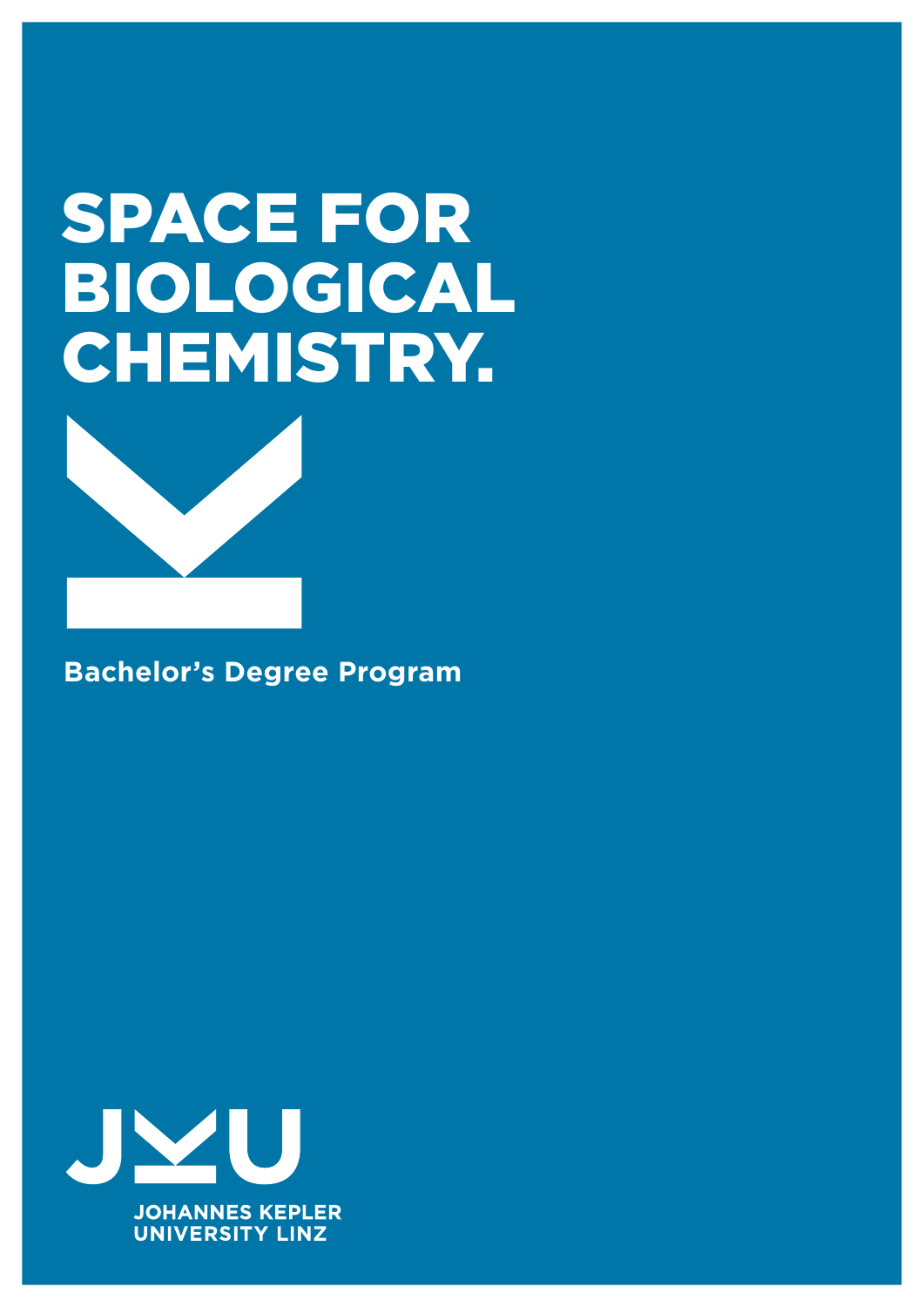# SPACE FOR BIOLOGICAL CHEMISTRY.

**Bachelor's Degree Program**

JOHANNES KEPLER UNIVERSITY LINZ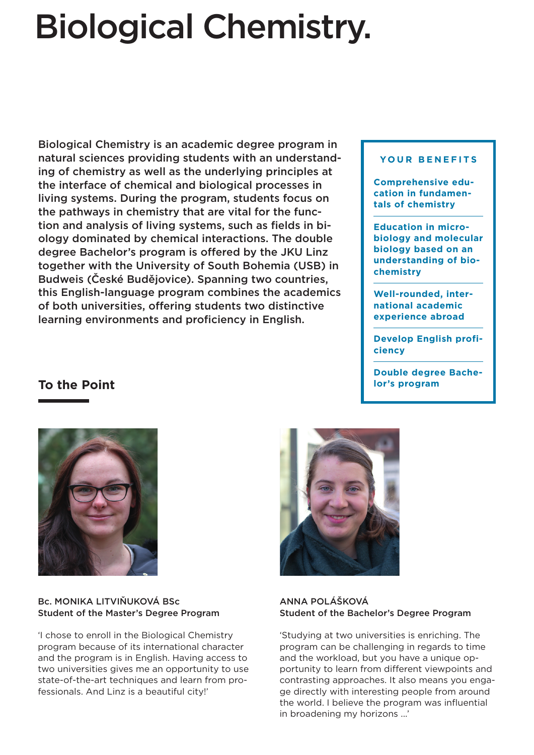# Biological Chemistry.

Biological Chemistry is an academic degree program in natural sciences providing students with an understanding of chemistry as well as the underlying principles at the interface of chemical and biological processes in living systems. During the program, students focus on the pathways in chemistry that are vital for the function and analysis of living systems, such as fields in biology dominated by chemical interactions. The double degree Bachelor's program is offered by the JKU Linz together with the University of South Bohemia (USB) in Budweis (České Budějovice). Spanning two countries, this English-language program combines the academics of both universities, offering students two distinctive learning environments and proficiency in English.

### YOUR BENEFITS

**Comprehensive education in fundamentals of chemistry**

**Education in microbiology and molecular biology based on an understanding of biochemistry**

**Well-rounded, international academic experience abroad**

**Develop English proficiency**

**Double degree Bachelor's program**

## To the Point

Bc. MONIKA LITVIŇUKOVÁ BSc
**Student of the Master's Degree Program**

'I chose to enroll in the Biological Chemistry program because of its international character and the program is in English. Having access to two universities gives me an opportunity to use state-of-the-art techniques and learn from professionals. And Linz is a beautiful city!'

ANNA POLÁŠKOVÁ
**Student of the Bachelor's Degree Program**

'Studying at two universities is enriching. The program can be challenging in regards to time and the workload, but you have a unique opportunity to learn from different viewpoints and contrasting approaches. It also means you engage directly with interesting people from around the world. I believe the program was influential in broadening my horizons ...'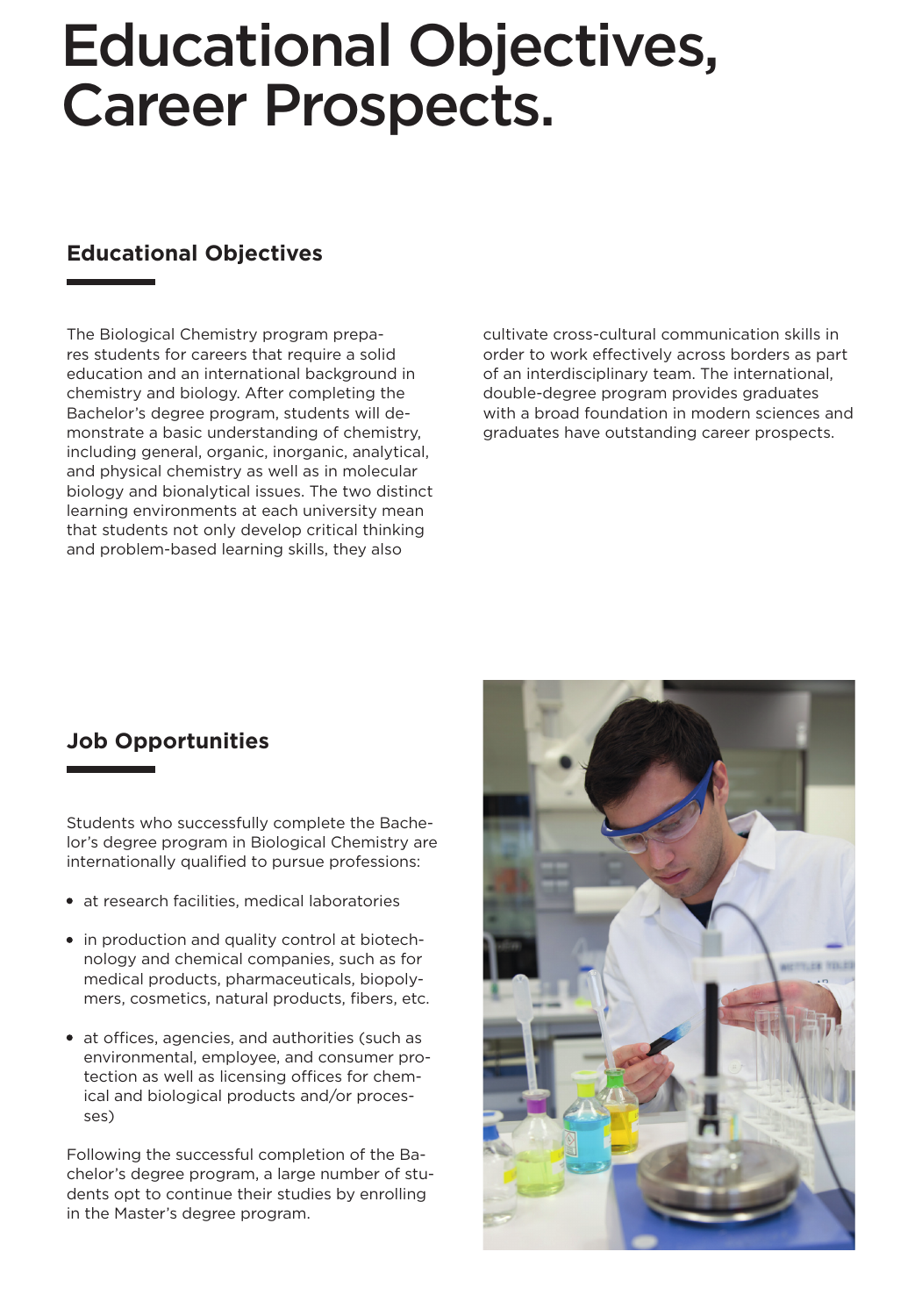# Educational Objectives, Career Prospects.

## Educational Objectives

The Biological Chemistry program prepares students for careers that require a solid education and an international background in chemistry and biology. After completing the Bachelor's degree program, students will demonstrate a basic understanding of chemistry, including general, organic, inorganic, analytical, and physical chemistry as well as in molecular biology and bionalytical issues. The two distinct learning environments at each university mean that students not only develop critical thinking and problem-based learning skills, they also cultivate cross-cultural communication skills in order to work effectively across borders as part of an interdisciplinary team. The international, double-degree program provides graduates with a broad foundation in modern sciences and graduates have outstanding career prospects.

## Job Opportunities

Students who successfully complete the Bachelor's degree program in Biological Chemistry are internationally qualified to pursue professions:

- at research facilities, medical laboratories
- in production and quality control at biotechnology and chemical companies, such as for medical products, pharmaceuticals, biopolymers, cosmetics, natural products, fibers, etc.
- at offices, agencies, and authorities (such as environmental, employee, and consumer protection as well as licensing offices for chemical and biological products and/or processes)

Following the successful completion of the Bachelor's degree program, a large number of students opt to continue their studies by enrolling in the Master's degree program.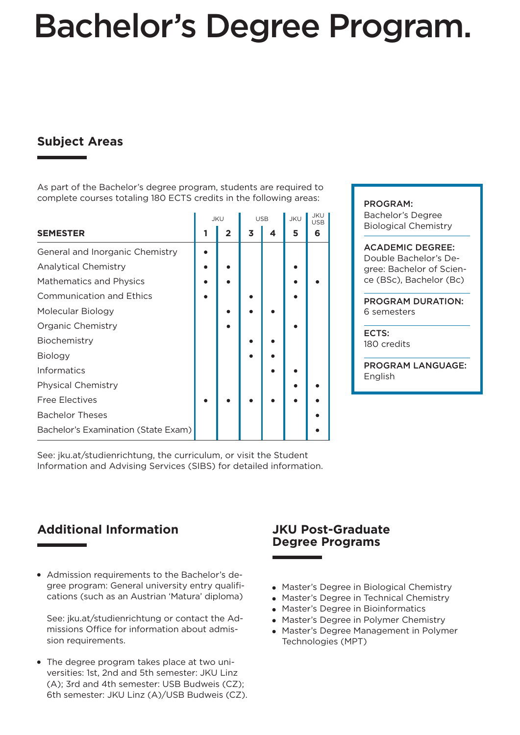# Bachelor's Degree Program.

## Subject Areas

As part of the Bachelor's degree program, students are required to complete courses totaling 180 ECTS credits in the following areas:

| | JKU | | USB | | JKU | JKU USB |
|---|---|---|---|---|---|---|
| **SEMESTER** | **1** | **2** | **3** | **4** | **5** | **6** |
| General and Inorganic Chemistry | • | | | | | |
| Analytical Chemistry | • | • | | | • | |
| Mathematics and Physics | • | • | | | • | • |
| Communication and Ethics | • | | • | | • | |
| Molecular Biology | | • | • | • | | |
| Organic Chemistry | | • | | | • | |
| Biochemistry | | | • | • | | |
| Biology | | | • | • | | |
| Informatics | | | | • | • | |
| Physical Chemistry | | | | | • | • |
| Free Electives | • | • | • | • | • | • |
| Bachelor Theses | | | | | | • |
| Bachelor's Examination (State Exam) | | | | | | • |

See: jku.at/studienrichtung, the curriculum, or visit the Student Information and Advising Services (SIBS) for detailed information.

**PROGRAM:**
Bachelor's Degree Biological Chemistry

**ACADEMIC DEGREE:**
Double Bachelor's Degree: Bachelor of Science (BSc), Bachelor (Bc)

**PROGRAM DURATION:**
6 semesters

**ECTS:**
180 credits

**PROGRAM LANGUAGE:**
English

## Additional Information

- Admission requirements to the Bachelor's degree program: General university entry qualifications (such as an Austrian 'Matura' diploma)

  See: jku.at/studienrichtung or contact the Admissions Office for information about admission requirements.

- The degree program takes place at two universities: 1st, 2nd and 5th semester: JKU Linz (A); 3rd and 4th semester: USB Budweis (CZ); 6th semester: JKU Linz (A)/USB Budweis (CZ).

## JKU Post-Graduate Degree Programs

- Master's Degree in Biological Chemistry
- Master's Degree in Technical Chemistry
- Master's Degree in Bioinformatics
- Master's Degree in Polymer Chemistry
- Master's Degree Management in Polymer Technologies (MPT)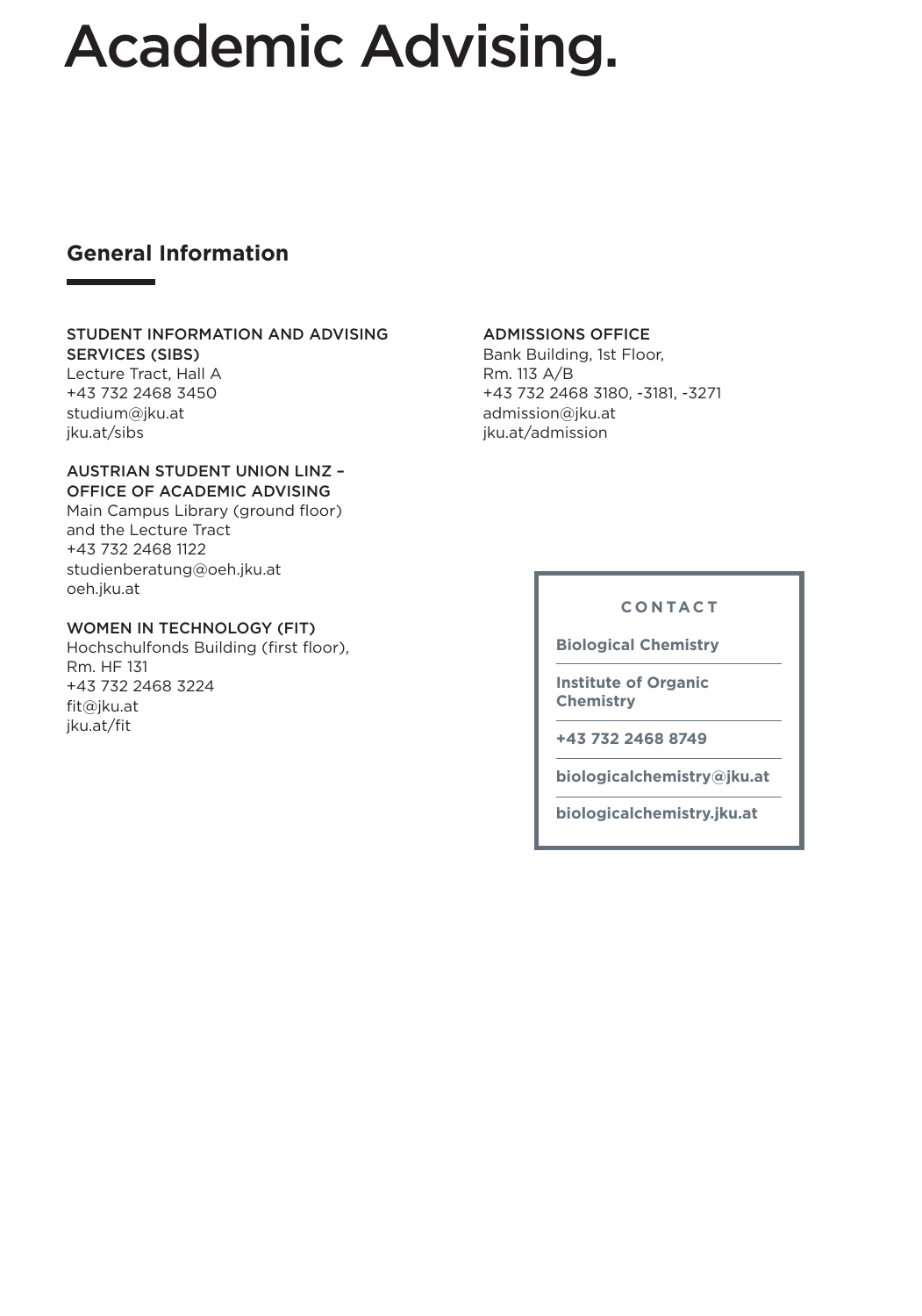# Academic Advising.

## General Information

STUDENT INFORMATION AND ADVISING SERVICES (SIBS)
Lecture Tract, Hall A
+43 732 2468 3450
studium@jku.at
jku.at/sibs

AUSTRIAN STUDENT UNION LINZ – OFFICE OF ACADEMIC ADVISING
Main Campus Library (ground floor) and the Lecture Tract
+43 732 2468 1122
studienberatung@oeh.jku.at
oeh.jku.at

WOMEN IN TECHNOLOGY (FIT)
Hochschulfonds Building (first floor), Rm. HF 131
+43 732 2468 3224
fit@jku.at
jku.at/fit

ADMISSIONS OFFICE
Bank Building, 1st Floor,
Rm. 113 A/B
+43 732 2468 3180, -3181, -3271
admission@jku.at
jku.at/admission

**CONTACT**

**Biological Chemistry**

**Institute of Organic Chemistry**

**+43 732 2468 8749**

**biologicalchemistry@jku.at**

**biologicalchemistry.jku.at**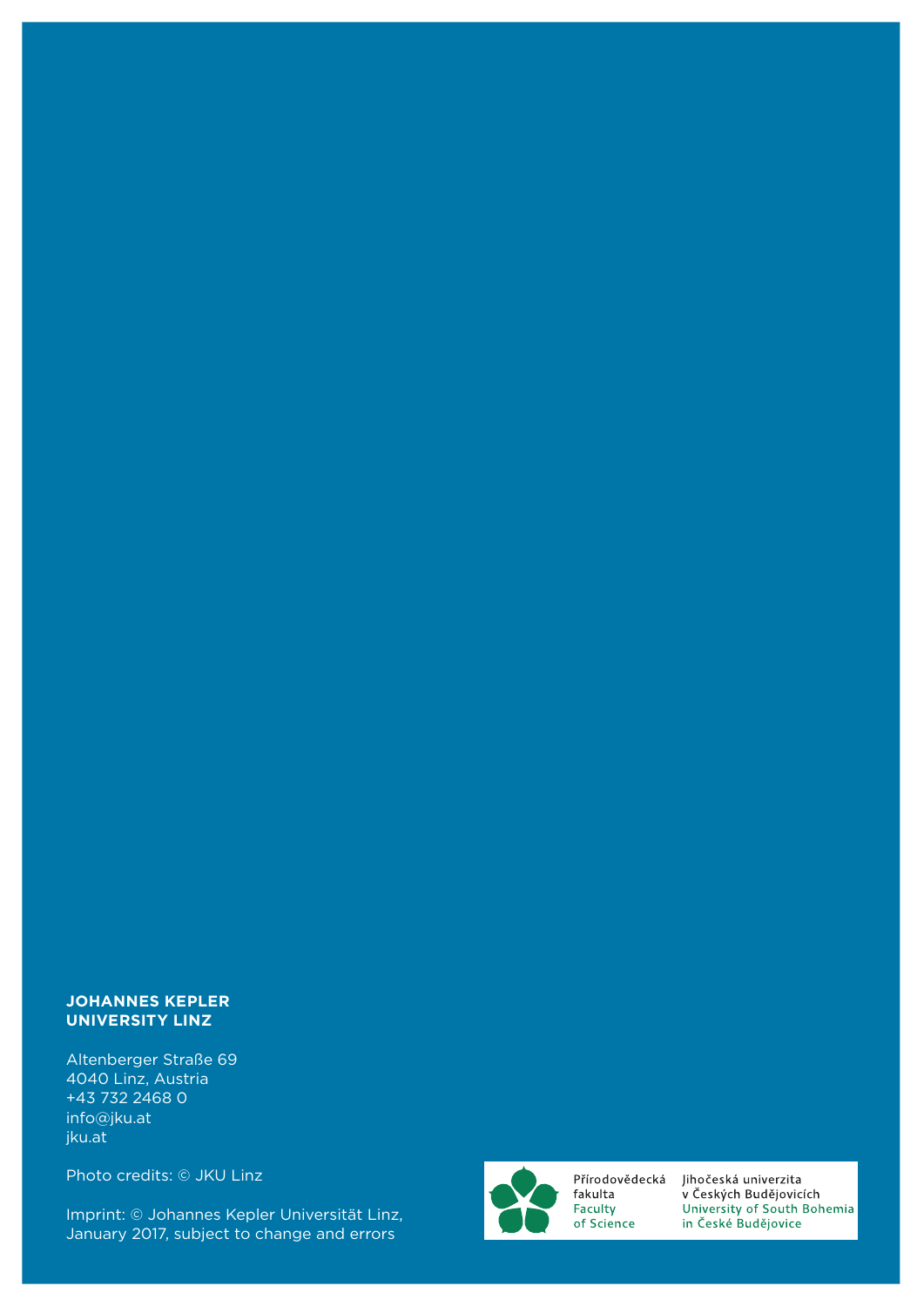**JOHANNES KEPLER UNIVERSITY LINZ**

Altenberger Straße 69
4040 Linz, Austria
+43 732 2468 0
info@jku.at
jku.at

Photo credits: © JKU Linz

Imprint: © Johannes Kepler Universität Linz, January 2017, subject to change and errors

Přírodovědecká fakulta
Faculty of Science

Jihočeská univerzita v Českých Budějovicích
University of South Bohemia in České Budějovice